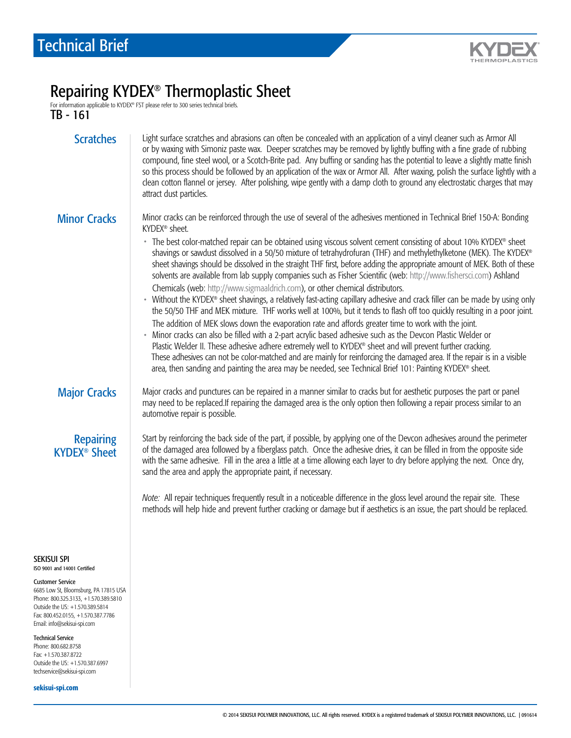Technical Brief

KYDEX THERMOPLASTICS

# Repairing KYDEX® Thermoplastic Sheet

For information applicable to KYDEX® FST please refer to 300 series technical briefs.

**TB - 161**

## Scratches

Light surface scratches and abrasions can often be concealed with an application of a vinyl cleaner such as Armor All or by waxing with Simoniz paste wax. Deeper scratches may be removed by lightly buffing with a fine grade of rubbing compound, fine steel wool, or a Scotch-Brite pad. Any buffing or sanding has the potential to leave a slightly matte finish so this process should be followed by an application of the wax or Armor All. After waxing, polish the surface lightly with a clean cotton flannel or jersey. After polishing, wipe gently with a damp cloth to ground any electrostatic charges that may attract dust particles.

## Minor Cracks

Minor cracks can be reinforced through the use of several of the adhesives mentioned in Technical Brief 150-A: Bonding KYDEX® sheet.

- The best color-matched repair can be obtained using viscous solvent cement consisting of about 10% KYDEX® sheet shavings or sawdust dissolved in a 50/50 mixture of tetrahydrofuran (THF) and methylethylketone (MEK). The KYDEX® sheet shavings should be dissolved in the straight THF first, before adding the appropriate amount of MEK. Both of these solvents are available from lab supply companies such as Fisher Scientific (web: http://www.fishersci.com) Ashland Chemicals (web: http://www.sigmaaldrich.com), or other chemical distributors.
- Without the KYDEX® sheet shavings, a relatively fast-acting capillary adhesive and crack filler can be made by using only the 50/50 THF and MEK mixture. THF works well at 100%, but it tends to flash off too quickly resulting in a poor joint. The addition of MEK slows down the evaporation rate and affords greater time to work with the joint.
- Minor cracks can also be filled with a 2-part acrylic based adhesive such as the Devcon Plastic Welder or Plastic Welder II. These adhesive adhere extremely well to KYDEX® sheet and will prevent further cracking. These adhesives can not be color-matched and are mainly for reinforcing the damaged area. If the repair is in a visible area, then sanding and painting the area may be needed, see Technical Brief 101: Painting KYDEX® sheet.

## Major Cracks

Major cracks and punctures can be repaired in a manner similar to cracks but for aesthetic purposes the part or panel may need to be replaced.If repairing the damaged area is the only option then following a repair process similar to an automotive repair is possible.

## Repairing KYDEX® Sheet

Start by reinforcing the back side of the part, if possible, by applying one of the Devcon adhesives around the perimeter of the damaged area followed by a fiberglass patch. Once the adhesive dries, it can be filled in from the opposite side with the same adhesive. Fill in the area a little at a time allowing each layer to dry before applying the next. Once dry, sand the area and apply the appropriate paint, if necessary.

*Note:* All repair techniques frequently result in a noticeable difference in the gloss level around the repair site. These methods will help hide and prevent further cracking or damage but if aesthetics is an issue, the part should be replaced.

**SEKISUI SPI**
ISO 9001 and 14001 Certified

**Customer Service**
6685 Low St, Bloomsburg, PA 17815 USA
Phone: 800.325.3133, +1.570.389.5810
Outside the US: +1.570.389.5814
Fax: 800.452.0155, +1.570.387.7786
Email: info@sekisui-spi.com

**Technical Service**
Phone: 800.682.8758
Fax: +1.570.387.8722
Outside the US: +1.570.387.6997
techservice@sekisui-spi.com

**sekisui-spi.com**

© 2014 SEKISUI POLYMER INNOVATIONS, LLC. All rights reserved. KYDEX is a registered trademark of SEKISUI POLYMER INNOVATIONS, LLC. | 091614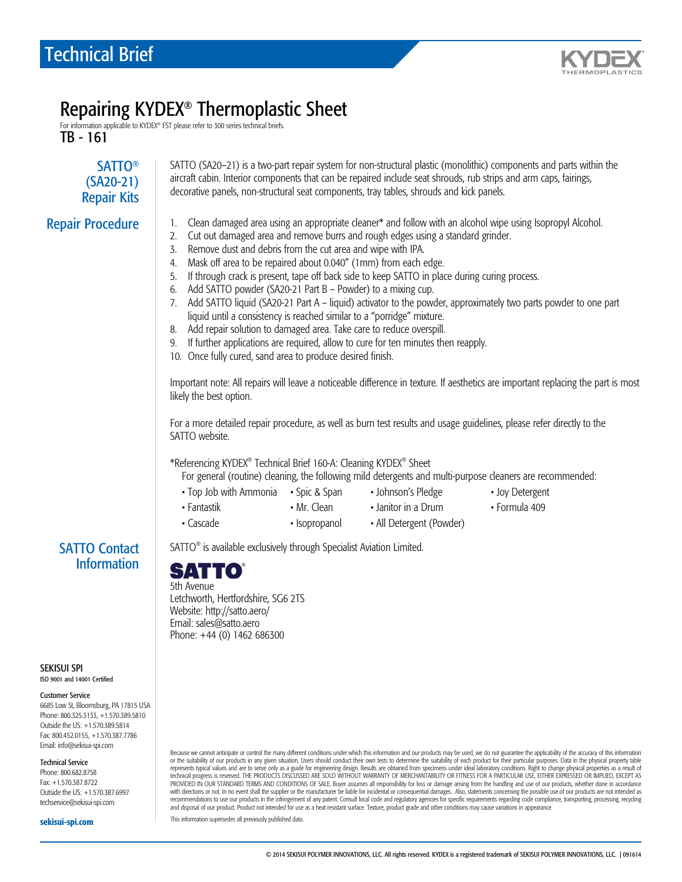Technical Brief

KYDEX® THERMOPLASTICS

# Repairing KYDEX® Thermoplastic Sheet

For information applicable to KYDEX® FST please refer to 300 series technical briefs.

**TB - 161**

## SATTO® (SA20-21) Repair Kits

SATTO (SA20–21) is a two-part repair system for non-structural plastic (monolithic) components and parts within the aircraft cabin. Interior components that can be repaired include seat shrouds, rub strips and arm caps, fairings, decorative panels, non-structural seat components, tray tables, shrouds and kick panels.

## Repair Procedure

1. Clean damaged area using an appropriate cleaner* and follow with an alcohol wipe using Isopropyl Alcohol.
2. Cut out damaged area and remove burrs and rough edges using a standard grinder.
3. Remove dust and debris from the cut area and wipe with IPA.
4. Mask off area to be repaired about 0.040" (1mm) from each edge.
5. If through crack is present, tape off back side to keep SATTO in place during curing process.
6. Add SATTO powder (SA20-21 Part B – Powder) to a mixing cup.
7. Add SATTO liquid (SA20-21 Part A – liquid) activator to the powder, approximately two parts powder to one part liquid until a consistency is reached similar to a "porridge" mixture.
8. Add repair solution to damaged area. Take care to reduce overspill.
9. If further applications are required, allow to cure for ten minutes then reapply.
10. Once fully cured, sand area to produce desired finish.

Important note: All repairs will leave a noticeable difference in texture. If aesthetics are important replacing the part is most likely the best option.

For a more detailed repair procedure, as well as burn test results and usage guidelines, please refer directly to the SATTO website.

*Referencing KYDEX® Technical Brief 160-A: Cleaning KYDEX® Sheet
For general (routine) cleaning, the following mild detergents and multi-purpose cleaners are recommended:

- Top Job with Ammonia
- Spic & Span
- Johnson's Pledge
- Joy Detergent
- Fantastik
- Mr. Clean
- Janitor in a Drum
- Formula 409
- Cascade
- Isopropanol
- All Detergent (Powder)

## SATTO Contact Information

SATTO® is available exclusively through Specialist Aviation Limited.

SATTO®
5th Avenue
Letchworth, Hertfordshire, SG6 2TS
Website: http://satto.aero/
Email: sales@satto.aero
Phone: +44 (0) 1462 686300

**SEKISUI SPI**
ISO 9001 and 14001 Certified

**Customer Service**
6685 Low St, Bloomsburg, PA 17815 USA
Phone: 800.325.3133, +1.570.389.5810
Outside the US: +1.570.389.5814
Fax: 800.452.0155, +1.570.387.7786
Email: info@sekisui-spi.com

**Technical Service**
Phone: 800.682.8758
Fax: +1.570.387.8722
Outside the US: +1.570.387.6997
techservice@sekisui-spi.com

**sekisui-spi.com**

Because we cannot anticipate or control the many different conditions under which this information and our products may be used, we do not guarantee the applicability of the accuracy of this information or the suitability of our products in any given situation. Users should conduct their own tests to determine the suitability of each product for their particular purposes. Data in the physical property table represents typical values and are to serve only as a guide for engineering design. Results are obtained from specimens under ideal laboratory conditions. Right to change physical properties as a result of technical progress is reserved. THE PRODUCTS DISCUSSED ARE SOLD WITHOUT WARRANTY OF MERCHANTABILITY OR FITNESS FOR A PARTICULAR USE, EITHER EXPRESSED OR IMPLIED, EXCEPT AS PROVIDED IN OUR STANDARD TERMS AND CONDITIONS OF SALE. Buyer assumes all responsibility for loss or damage arising from the handling and use of our products, whether done in accordance with directions or not. In no event shall the supplier or the manufacturer be liable for incidental or consequential damages. Also, statements concerning the possible use of our products are not intended as recommendations to use our products in the infringement of any patent. Consult local code and regulatory agencies for specific requirements regarding code compliance, transporting, processing, recycling and disposal of our product. Product not intended for use as a heat resistant surface. Texture, product grade and other conditions may cause variations in appearance.

This information supersedes all previously published data.

© 2014 SEKISUI POLYMER INNOVATIONS, LLC. All rights reserved. KYDEX is a registered trademark of SEKISUI POLYMER INNOVATIONS, LLC. | 091614